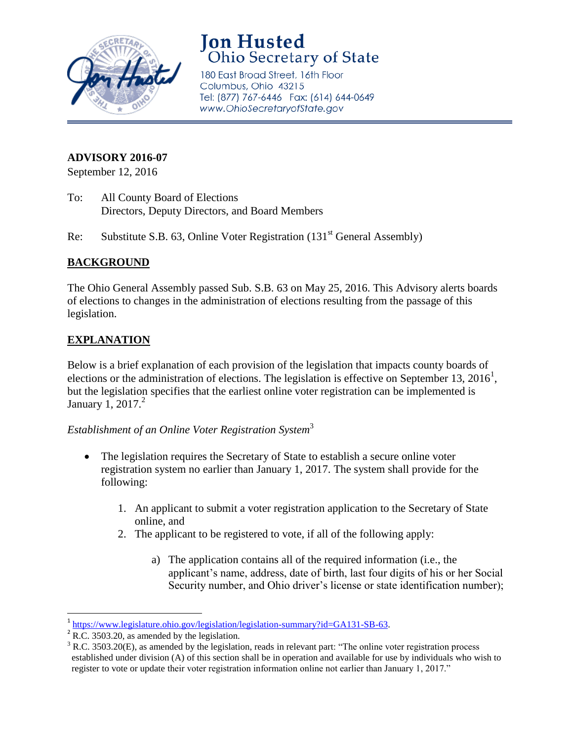# Jon Husted
## Ohio Secretary of State

180 East Broad Street, 16th Floor
Columbus, Ohio 43215
Tel: (877) 767-6446 Fax: (614) 644-0649
www.OhioSecretaryofState.gov

---

**ADVISORY 2016-07**
September 12, 2016

To: All County Board of Elections
Directors, Deputy Directors, and Board Members

Re: Substitute S.B. 63, Online Voter Registration (131st General Assembly)

## BACKGROUND

The Ohio General Assembly passed Sub. S.B. 63 on May 25, 2016. This Advisory alerts boards of elections to changes in the administration of elections resulting from the passage of this legislation.

## EXPLANATION

Below is a brief explanation of each provision of the legislation that impacts county boards of elections or the administration of elections. The legislation is effective on September 13, 2016[1], but the legislation specifies that the earliest online voter registration can be implemented is January 1, 2017.[2]

*Establishment of an Online Voter Registration System*[3]

- The legislation requires the Secretary of State to establish a secure online voter registration system no earlier than January 1, 2017. The system shall provide for the following:

  1. An applicant to submit a voter registration application to the Secretary of State online, and
  2. The applicant to be registered to vote, if all of the following apply:

     a) The application contains all of the required information (i.e., the applicant's name, address, date of birth, last four digits of his or her Social Security number, and Ohio driver's license or state identification number);

---

[1] https://www.legislature.ohio.gov/legislation/legislation-summary?id=GA131-SB-63.

[2] R.C. 3503.20, as amended by the legislation.

[3] R.C. 3503.20(E), as amended by the legislation, reads in relevant part: "The online voter registration process established under division (A) of this section shall be in operation and available for use by individuals who wish to register to vote or update their voter registration information online not earlier than January 1, 2017."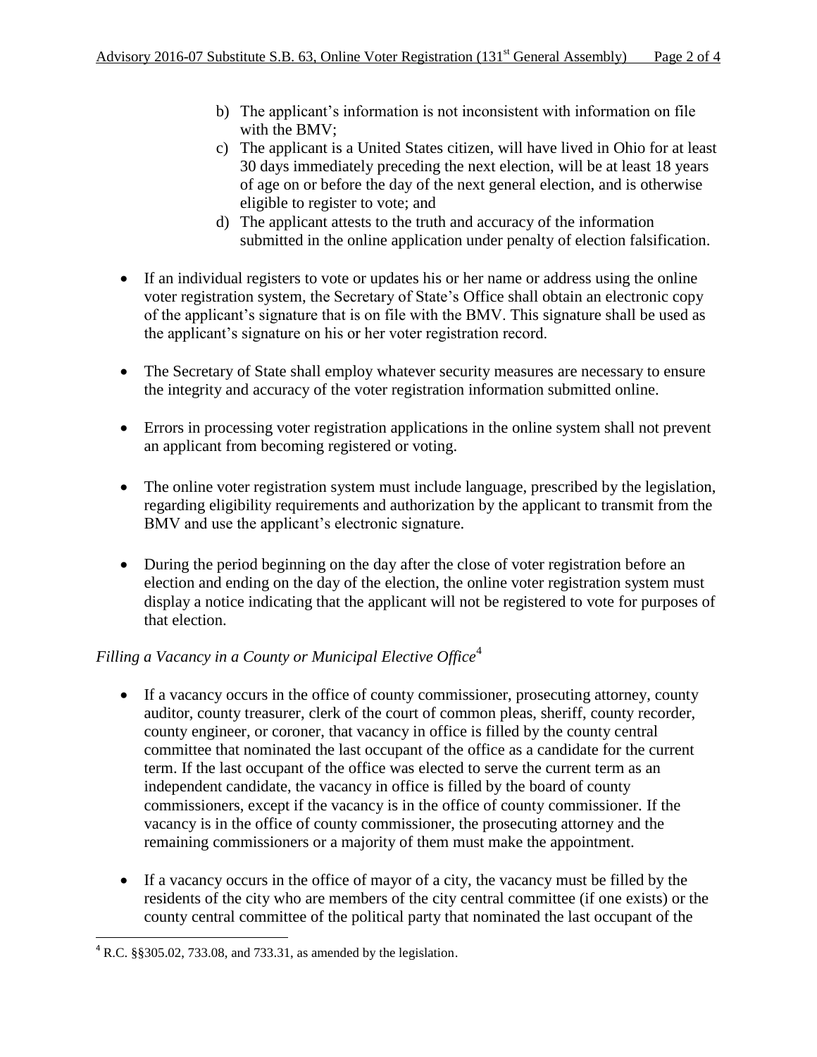b) The applicant's information is not inconsistent with information on file with the BMV;
c) The applicant is a United States citizen, will have lived in Ohio for at least 30 days immediately preceding the next election, will be at least 18 years of age on or before the day of the next general election, and is otherwise eligible to register to vote; and
d) The applicant attests to the truth and accuracy of the information submitted in the online application under penalty of election falsification.

- If an individual registers to vote or updates his or her name or address using the online voter registration system, the Secretary of State's Office shall obtain an electronic copy of the applicant's signature that is on file with the BMV. This signature shall be used as the applicant's signature on his or her voter registration record.

- The Secretary of State shall employ whatever security measures are necessary to ensure the integrity and accuracy of the voter registration information submitted online.

- Errors in processing voter registration applications in the online system shall not prevent an applicant from becoming registered or voting.

- The online voter registration system must include language, prescribed by the legislation, regarding eligibility requirements and authorization by the applicant to transmit from the BMV and use the applicant's electronic signature.

- During the period beginning on the day after the close of voter registration before an election and ending on the day of the election, the online voter registration system must display a notice indicating that the applicant will not be registered to vote for purposes of that election.

*Filling a Vacancy in a County or Municipal Elective Office*[4]

- If a vacancy occurs in the office of county commissioner, prosecuting attorney, county auditor, county treasurer, clerk of the court of common pleas, sheriff, county recorder, county engineer, or coroner, that vacancy in office is filled by the county central committee that nominated the last occupant of the office as a candidate for the current term. If the last occupant of the office was elected to serve the current term as an independent candidate, the vacancy in office is filled by the board of county commissioners, except if the vacancy is in the office of county commissioner. If the vacancy is in the office of county commissioner, the prosecuting attorney and the remaining commissioners or a majority of them must make the appointment.

- If a vacancy occurs in the office of mayor of a city, the vacancy must be filled by the residents of the city who are members of the city central committee (if one exists) or the county central committee of the political party that nominated the last occupant of the

[4] R.C. §§305.02, 733.08, and 733.31, as amended by the legislation.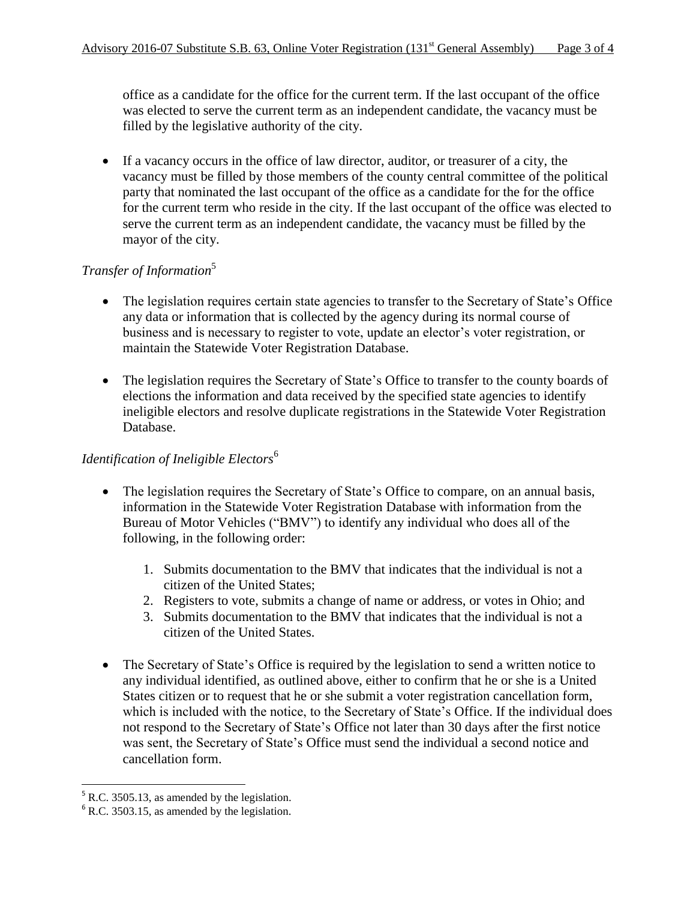office as a candidate for the office for the current term. If the last occupant of the office was elected to serve the current term as an independent candidate, the vacancy must be filled by the legislative authority of the city.

- If a vacancy occurs in the office of law director, auditor, or treasurer of a city, the vacancy must be filled by those members of the county central committee of the political party that nominated the last occupant of the office as a candidate for the for the office for the current term who reside in the city. If the last occupant of the office was elected to serve the current term as an independent candidate, the vacancy must be filled by the mayor of the city.

*Transfer of Information*[5]

- The legislation requires certain state agencies to transfer to the Secretary of State's Office any data or information that is collected by the agency during its normal course of business and is necessary to register to vote, update an elector's voter registration, or maintain the Statewide Voter Registration Database.

- The legislation requires the Secretary of State's Office to transfer to the county boards of elections the information and data received by the specified state agencies to identify ineligible electors and resolve duplicate registrations in the Statewide Voter Registration Database.

*Identification of Ineligible Electors*[6]

- The legislation requires the Secretary of State's Office to compare, on an annual basis, information in the Statewide Voter Registration Database with information from the Bureau of Motor Vehicles ("BMV") to identify any individual who does all of the following, in the following order:

  1. Submits documentation to the BMV that indicates that the individual is not a citizen of the United States;
  2. Registers to vote, submits a change of name or address, or votes in Ohio; and
  3. Submits documentation to the BMV that indicates that the individual is not a citizen of the United States.

- The Secretary of State's Office is required by the legislation to send a written notice to any individual identified, as outlined above, either to confirm that he or she is a United States citizen or to request that he or she submit a voter registration cancellation form, which is included with the notice, to the Secretary of State's Office. If the individual does not respond to the Secretary of State's Office not later than 30 days after the first notice was sent, the Secretary of State's Office must send the individual a second notice and cancellation form.

---

[5] R.C. 3505.13, as amended by the legislation.

[6] R.C. 3503.15, as amended by the legislation.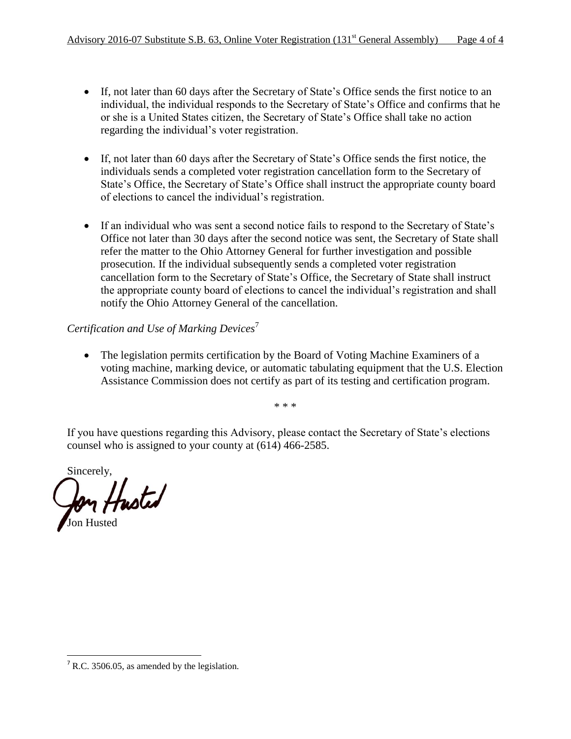- If, not later than 60 days after the Secretary of State's Office sends the first notice to an individual, the individual responds to the Secretary of State's Office and confirms that he or she is a United States citizen, the Secretary of State's Office shall take no action regarding the individual's voter registration.

- If, not later than 60 days after the Secretary of State's Office sends the first notice, the individuals sends a completed voter registration cancellation form to the Secretary of State's Office, the Secretary of State's Office shall instruct the appropriate county board of elections to cancel the individual's registration.

- If an individual who was sent a second notice fails to respond to the Secretary of State's Office not later than 30 days after the second notice was sent, the Secretary of State shall refer the matter to the Ohio Attorney General for further investigation and possible prosecution. If the individual subsequently sends a completed voter registration cancellation form to the Secretary of State's Office, the Secretary of State shall instruct the appropriate county board of elections to cancel the individual's registration and shall notify the Ohio Attorney General of the cancellation.

*Certification and Use of Marking Devices*[7]

- The legislation permits certification by the Board of Voting Machine Examiners of a voting machine, marking device, or automatic tabulating equipment that the U.S. Election Assistance Commission does not certify as part of its testing and certification program.

\* \* \*

If you have questions regarding this Advisory, please contact the Secretary of State's elections counsel who is assigned to your county at (614) 466-2585.

Sincerely,

Jon Husted

[7] R.C. 3506.05, as amended by the legislation.